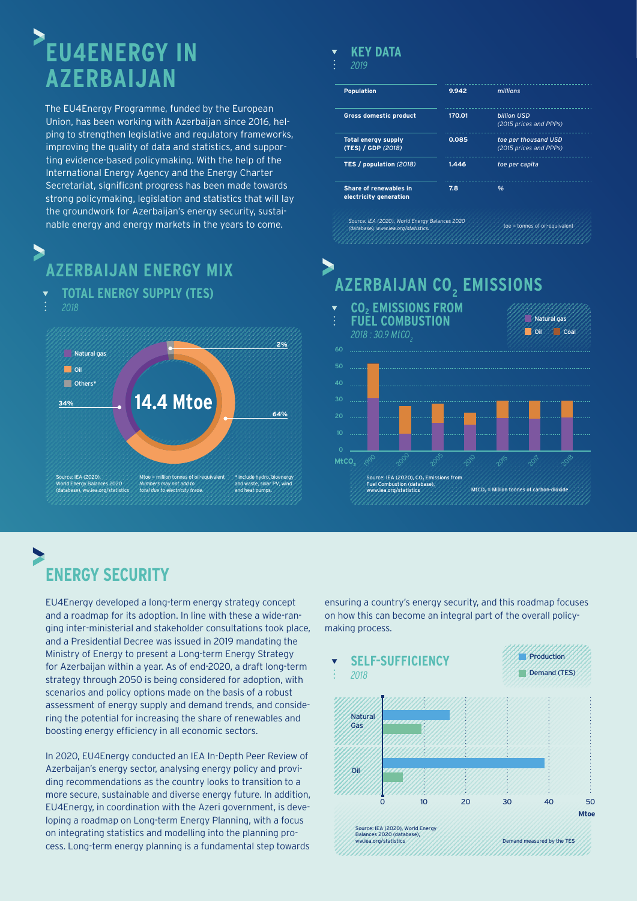# EU4ENERGY IN AZERBAIJAN

The EU4Energy Programme, funded by the European Union, has been working with Azerbaijan since 2016, helping to strengthen legislative and regulatory frameworks, improving the quality of data and statistics, and supporting evidence-based policymaking. With the help of the International Energy Agency and the Energy Charter Secretariat, significant progress has been made towards strong policymaking, legislation and statistics that will lay the groundwork for Azerbaijan's energy security, sustainable energy and energy markets in the years to come.

## KEY DATA

*2019*

| | | |
|---|---|---|
| **Population** | **9.942** | *millions* |
| **Gross domestic product** | **170.01** | *billion USD (2015 prices and PPPs)* |
| **Total energy supply (TES) / GDP** *(2018)* | **0.085** | *toe per thousand USD (2015 prices and PPPs)* |
| **TES / population** *(2018)* | **1.446** | *toe per capita* |
| **Share of renewables in electricity generation** | **7.8** | *%* |

*Source: IEA (2020), World Energy Balances 2020 (database), www.iea.org/statistics.*

toe = tonnes of oil-equivalent

## AZERBAIJAN ENERGY MIX

### TOTAL ENERGY SUPPLY (TES)

*2018*

14.4 Mtoe

- Natural gas: 64%
- Oil: 34%
- Others*: 2%

Source: IEA (2020), World Energy Balances 2020 (database), ww.iea.org/statistics

Mtoe = million tonnes of oil-equivalent. *Numbers may not add to total due to electricity trade.*

\* include hydro, bioenergy and waste, solar PV, wind and heat pumps.

## AZERBAIJAN $CO_2$ EMISSIONS

### $CO_2$ EMISSIONS FROM FUEL COMBUSTION

*2018 : 30.9 $MtCO_2$*

Natural gas, Oil, Coal

$MtCO_2$: 1990, 2000, 2005, 2010, 2015, 2017, 2018

Source: IEA (2020), $CO_2$ Emissions from Fuel Combustion (database), www.iea.org/statistics

$MtCO_2$ = Million tonnes of carbon-dioxide

## ENERGY SECURITY

EU4Energy developed a long-term energy strategy concept and a roadmap for its adoption. In line with these a wide-ranging inter-ministerial and stakeholder consultations took place, and a Presidential Decree was issued in 2019 mandating the Ministry of Energy to present a Long-term Energy Strategy for Azerbaijan within a year. As of end-2020, a draft long-term strategy through 2050 is being considered for adoption, with scenarios and policy options made on the basis of a robust assessment of energy supply and demand trends, and considering the potential for increasing the share of renewables and boosting energy efficiency in all economic sectors.

In 2020, EU4Energy conducted an IEA In-Depth Peer Review of Azerbaijan's energy sector, analysing energy policy and providing recommendations as the country looks to transition to a more secure, sustainable and diverse energy future. In addition, EU4Energy, in coordination with the Azeri government, is developing a roadmap on Long-term Energy Planning, with a focus on integrating statistics and modelling into the planning process. Long-term energy planning is a fundamental step towards ensuring a country's energy security, and this roadmap focuses on how this can become an integral part of the overall policymaking process.

### SELF-SUFFICIENCY

*2018*

Production, Demand (TES)

Natural Gas, Oil (Mtoe: 0, 10, 20, 30, 40, 50)

Source: IEA (2020), World Energy Balances 2020 (database), ww.iea.org/statistics

Demand measured by the TES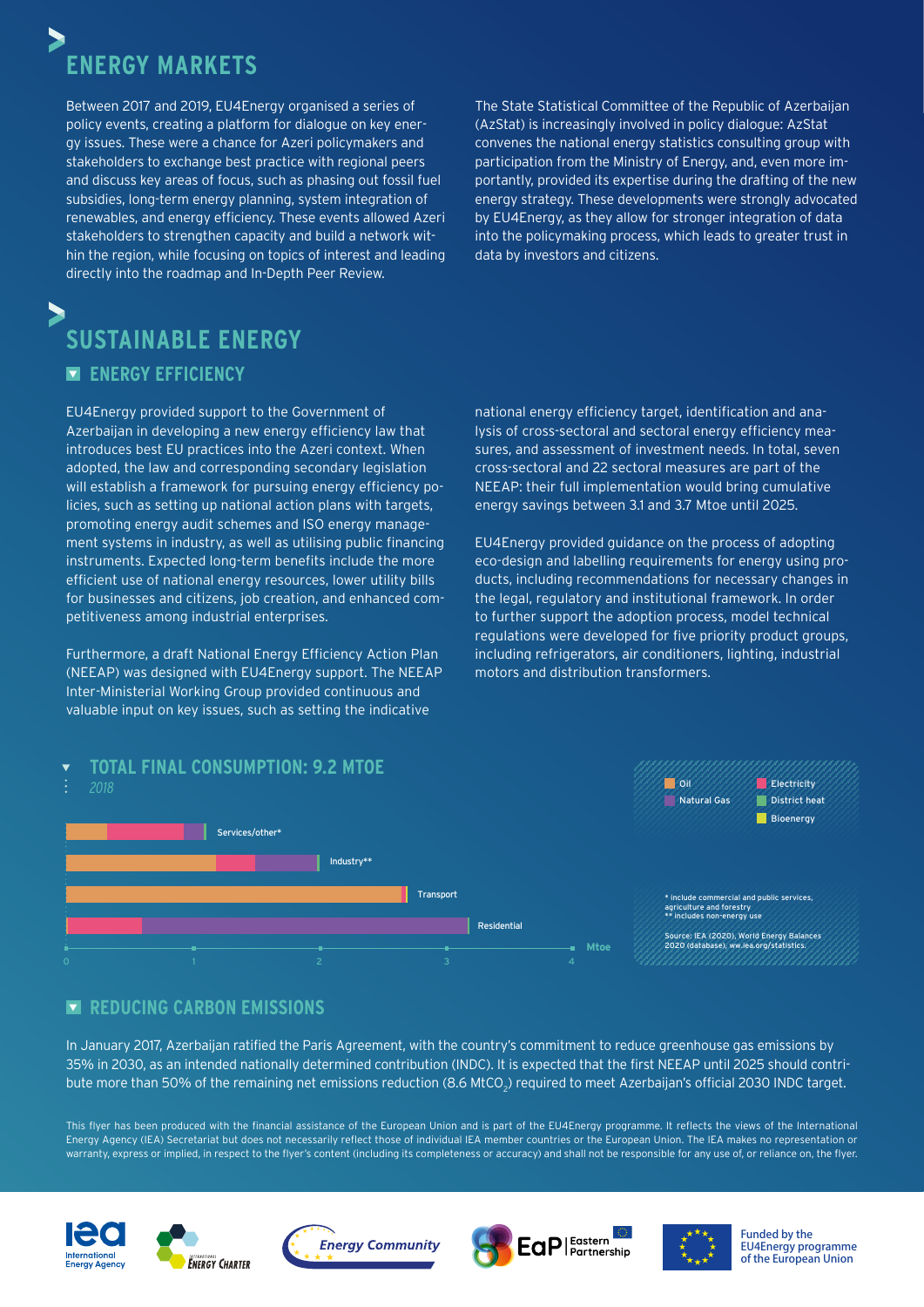# ENERGY MARKETS

Between 2017 and 2019, EU4Energy organised a series of policy events, creating a platform for dialogue on key energy issues. These were a chance for Azeri policymakers and stakeholders to exchange best practice with regional peers and discuss key areas of focus, such as phasing out fossil fuel subsidies, long-term energy planning, system integration of renewables, and energy efficiency. These events allowed Azeri stakeholders to strengthen capacity and build a network within the region, while focusing on topics of interest and leading directly into the roadmap and In-Depth Peer Review.

The State Statistical Committee of the Republic of Azerbaijan (AzStat) is increasingly involved in policy dialogue: AzStat convenes the national energy statistics consulting group with participation from the Ministry of Energy, and, even more importantly, provided its expertise during the drafting of the new energy strategy. These developments were strongly advocated by EU4Energy, as they allow for stronger integration of data into the policymaking process, which leads to greater trust in data by investors and citizens.

# SUSTAINABLE ENERGY

## ENERGY EFFICIENCY

EU4Energy provided support to the Government of Azerbaijan in developing a new energy efficiency law that introduces best EU practices into the Azeri context. When adopted, the law and corresponding secondary legislation will establish a framework for pursuing energy efficiency policies, such as setting up national action plans with targets, promoting energy audit schemes and ISO energy management systems in industry, as well as utilising public financing instruments. Expected long-term benefits include the more efficient use of national energy resources, lower utility bills for businesses and citizens, job creation, and enhanced competitiveness among industrial enterprises.

Furthermore, a draft National Energy Efficiency Action Plan (NEEAP) was designed with EU4Energy support. The NEEAP Inter-Ministerial Working Group provided continuous and valuable input on key issues, such as setting the indicative national energy efficiency target, identification and analysis of cross-sectoral and sectoral energy efficiency measures, and assessment of investment needs. In total, seven cross-sectoral and 22 sectoral measures are part of the NEEAP: their full implementation would bring cumulative energy savings between 3.1 and 3.7 Mtoe until 2025.

EU4Energy provided guidance on the process of adopting eco-design and labelling requirements for energy using products, including recommendations for necessary changes in the legal, regulatory and institutional framework. In order to further support the adoption process, model technical regulations were developed for five priority product groups, including refrigerators, air conditioners, lighting, industrial motors and distribution transformers.

**TOTAL FINAL CONSUMPTION: 9.2 MTOE**

*2018*

Services/other*
Industry**
Transport
Residential

0 1 2 3 4 Mtoe

Oil, Natural Gas, Electricity, District heat, Bioenergy

\* include commercial and public services, agriculture and forestry
\*\* includes non-energy use

Source: IEA (2020), World Energy Balances 2020 (database), ww.iea.org/statistics.

## REDUCING CARBON EMISSIONS

In January 2017, Azerbaijan ratified the Paris Agreement, with the country's commitment to reduce greenhouse gas emissions by 35% in 2030, as an intended nationally determined contribution (INDC). It is expected that the first NEEAP until 2025 should contribute more than 50% of the remaining net emissions reduction (8.6 $MtCO_2$) required to meet Azerbaijan's official 2030 INDC target.

This flyer has been produced with the financial assistance of the European Union and is part of the EU4Energy programme. It reflects the views of the International Energy Agency (IEA) Secretariat but does not necessarily reflect those of individual IEA member countries or the European Union. The IEA makes no representation or warranty, express or implied, in respect to the flyer's content (including its completeness or accuracy) and shall not be responsible for any use of, or reliance on, the flyer.

Funded by the EU4Energy programme of the European Union